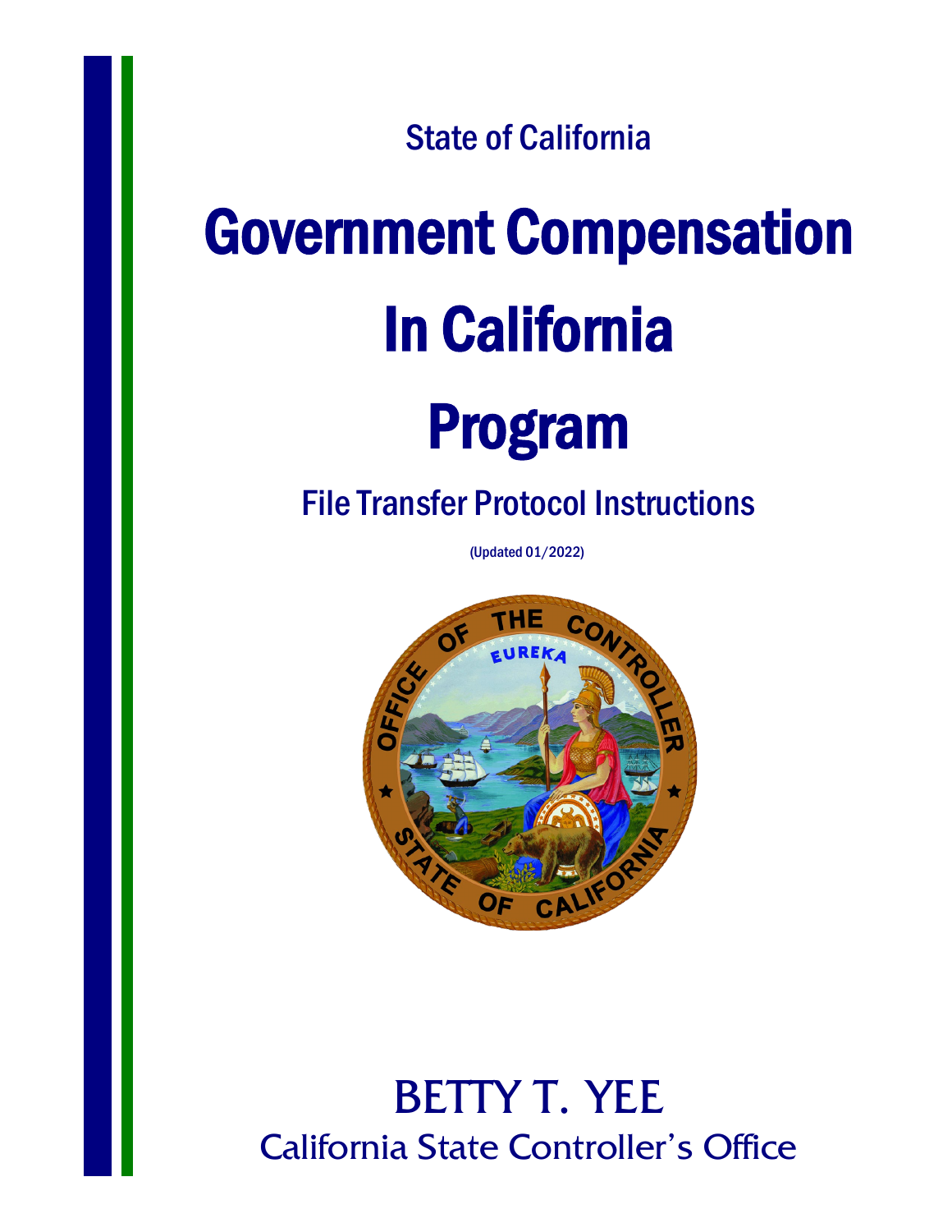State of California

# Government Compensation In California Program

## File Transfer Protocol Instructions

(Updated 01/2022)

OFFICE OF THE CONTROLLER
EUREKA
STATE OF CALIFORNIA

BETTY T. YEE

California State Controller's Office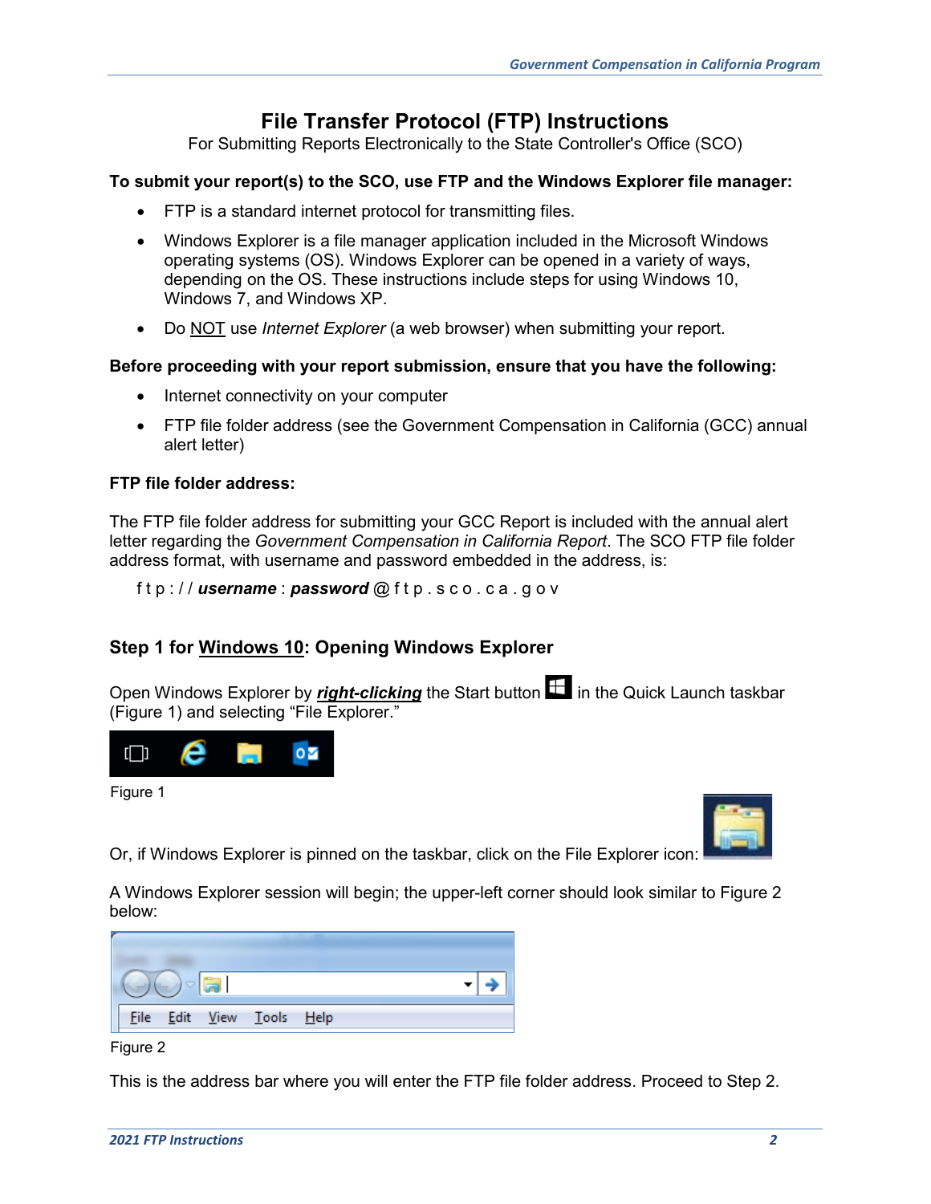# File Transfer Protocol (FTP) Instructions

For Submitting Reports Electronically to the State Controller's Office (SCO)

**To submit your report(s) to the SCO, use FTP and the Windows Explorer file manager:**

- FTP is a standard internet protocol for transmitting files.
- Windows Explorer is a file manager application included in the Microsoft Windows operating systems (OS). Windows Explorer can be opened in a variety of ways, depending on the OS. These instructions include steps for using Windows 10, Windows 7, and Windows XP.
- Do <u>NOT</u> use *Internet Explorer* (a web browser) when submitting your report.

**Before proceeding with your report submission, ensure that you have the following:**

- Internet connectivity on your computer
- FTP file folder address (see the Government Compensation in California (GCC) annual alert letter)

**FTP file folder address:**

The FTP file folder address for submitting your GCC Report is included with the annual alert letter regarding the *Government Compensation in California Report*. The SCO FTP file folder address format, with username and password embedded in the address, is:

f t p : / / ***username*** : ***password*** @ f t p . s c o . c a . g o v

## Step 1 for <u>Windows 10</u>: Opening Windows Explorer

Open Windows Explorer by ***<u>right-clicking</u>*** the Start button in the Quick Launch taskbar (Figure 1) and selecting "File Explorer."

Figure 1

Or, if Windows Explorer is pinned on the taskbar, click on the File Explorer icon:

A Windows Explorer session will begin; the upper-left corner should look similar to Figure 2 below:

Figure 2

This is the address bar where you will enter the FTP file folder address. Proceed to Step 2.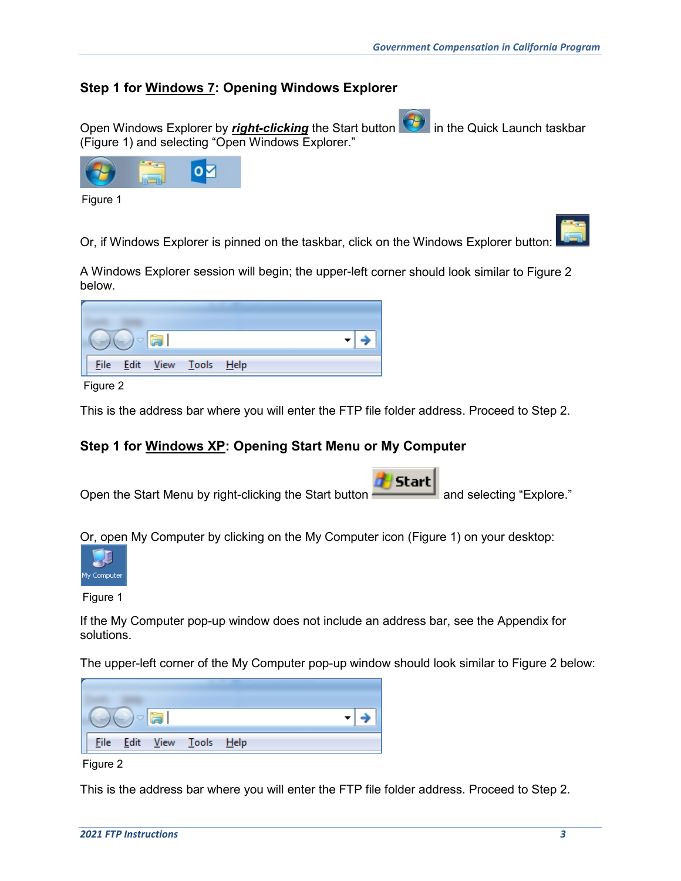### Step 1 for Windows 7: Opening Windows Explorer

Open Windows Explorer by ***right-clicking*** the Start button in the Quick Launch taskbar (Figure 1) and selecting "Open Windows Explorer."

Figure 1

Or, if Windows Explorer is pinned on the taskbar, click on the Windows Explorer button:

A Windows Explorer session will begin; the upper-left corner should look similar to Figure 2 below.

Figure 2

This is the address bar where you will enter the FTP file folder address. Proceed to Step 2.

### Step 1 for Windows XP: Opening Start Menu or My Computer

Open the Start Menu by right-clicking the Start button and selecting "Explore."

Or, open My Computer by clicking on the My Computer icon (Figure 1) on your desktop:

Figure 1

If the My Computer pop-up window does not include an address bar, see the Appendix for solutions.

The upper-left corner of the My Computer pop-up window should look similar to Figure 2 below:

Figure 2

This is the address bar where you will enter the FTP file folder address. Proceed to Step 2.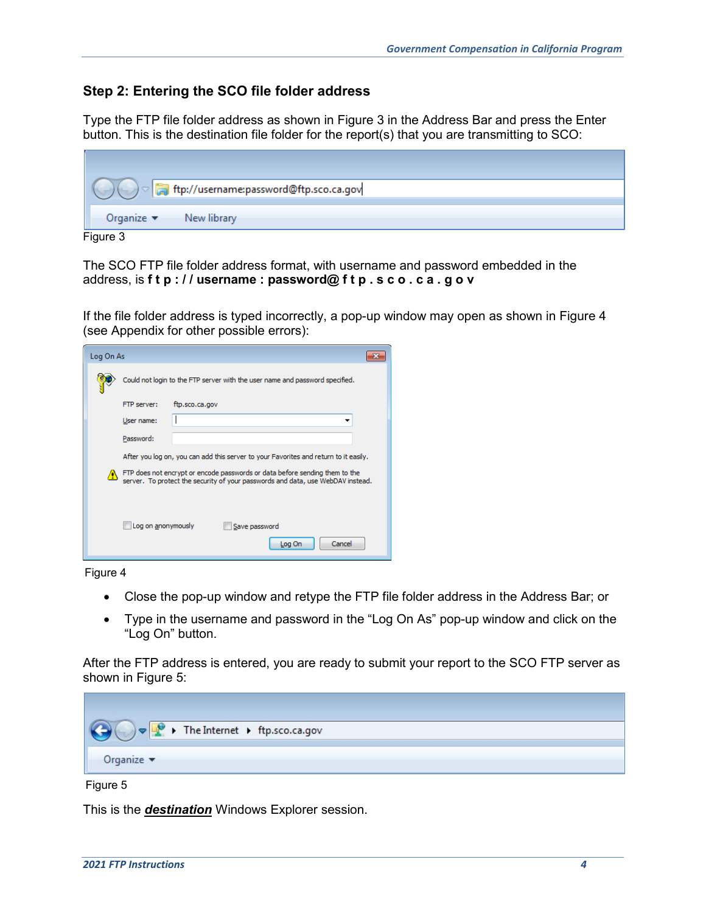### Step 2: Entering the SCO file folder address

Type the FTP file folder address as shown in Figure 3 in the Address Bar and press the Enter button. This is the destination file folder for the report(s) that you are transmitting to SCO:

Figure 3

The SCO FTP file folder address format, with username and password embedded in the address, is **f t p : / / username : password@ f t p . s c o . c a . g o v**

If the file folder address is typed incorrectly, a pop-up window may open as shown in Figure 4 (see Appendix for other possible errors):

Figure 4

- Close the pop-up window and retype the FTP file folder address in the Address Bar; or
- Type in the username and password in the “Log On As” pop-up window and click on the “Log On” button.

After the FTP address is entered, you are ready to submit your report to the SCO FTP server as shown in Figure 5:

Figure 5

This is the ***destination*** Windows Explorer session.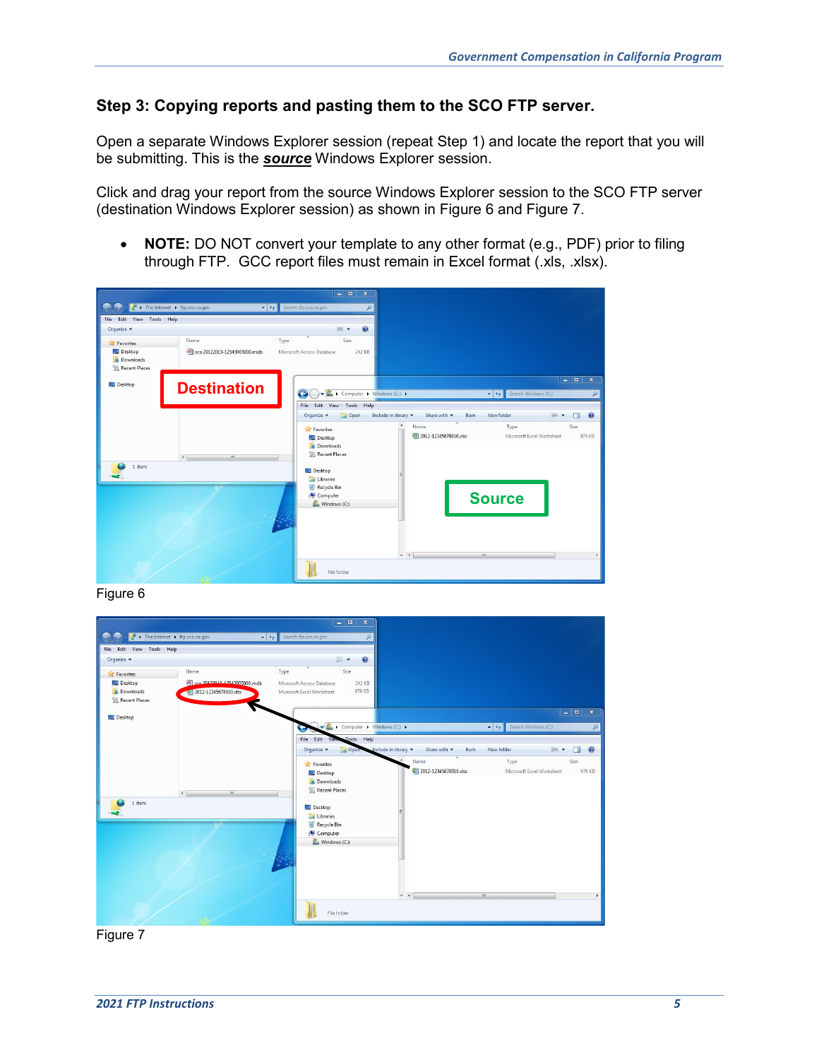### Step 3: Copying reports and pasting them to the SCO FTP server.

Open a separate Windows Explorer session (repeat Step 1) and locate the report that you will be submitting. This is the ***source*** Windows Explorer session.

Click and drag your report from the source Windows Explorer session to the SCO FTP server (destination Windows Explorer session) as shown in Figure 6 and Figure 7.

- **NOTE:** DO NOT convert your template to any other format (e.g., PDF) prior to filing through FTP. GCC report files must remain in Excel format (.xls, .xlsx).

Figure 6

Figure 7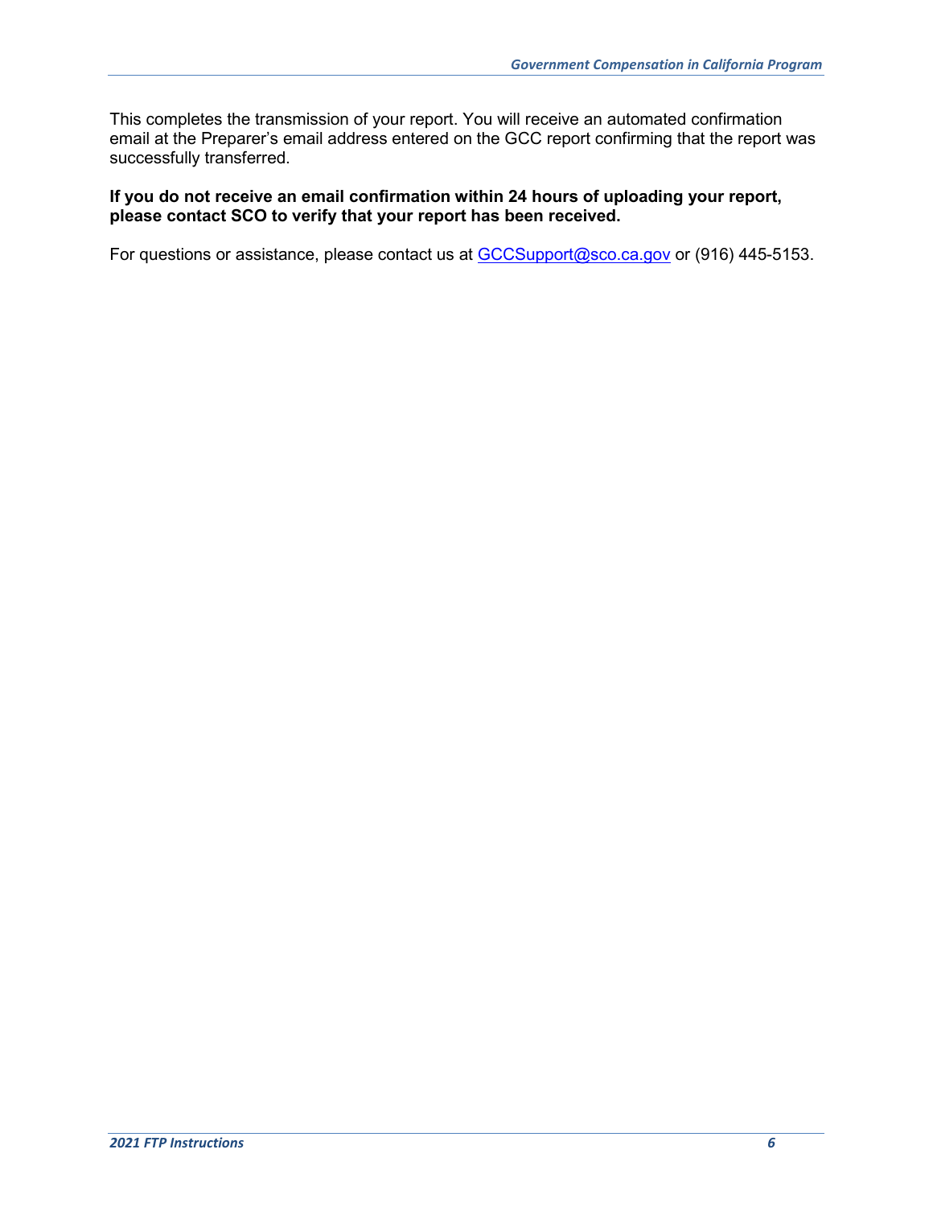This completes the transmission of your report. You will receive an automated confirmation email at the Preparer's email address entered on the GCC report confirming that the report was successfully transferred.

**If you do not receive an email confirmation within 24 hours of uploading your report, please contact SCO to verify that your report has been received.**

For questions or assistance, please contact us at [GCCSupport@sco.ca.gov](mailto:GCCSupport@sco.ca.gov) or (916) 445-5153.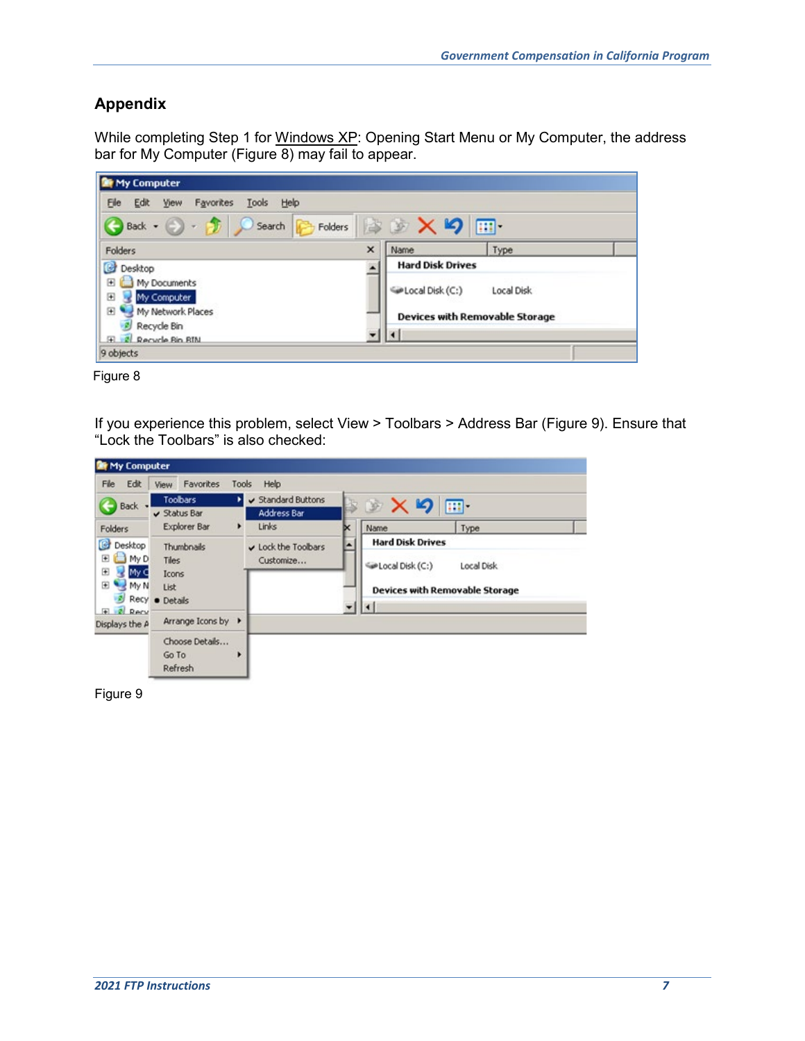## Appendix

While completing Step 1 for Windows XP: Opening Start Menu or My Computer, the address bar for My Computer (Figure 8) may fail to appear.

Figure 8

If you experience this problem, select View > Toolbars > Address Bar (Figure 9). Ensure that "Lock the Toolbars" is also checked:

Figure 9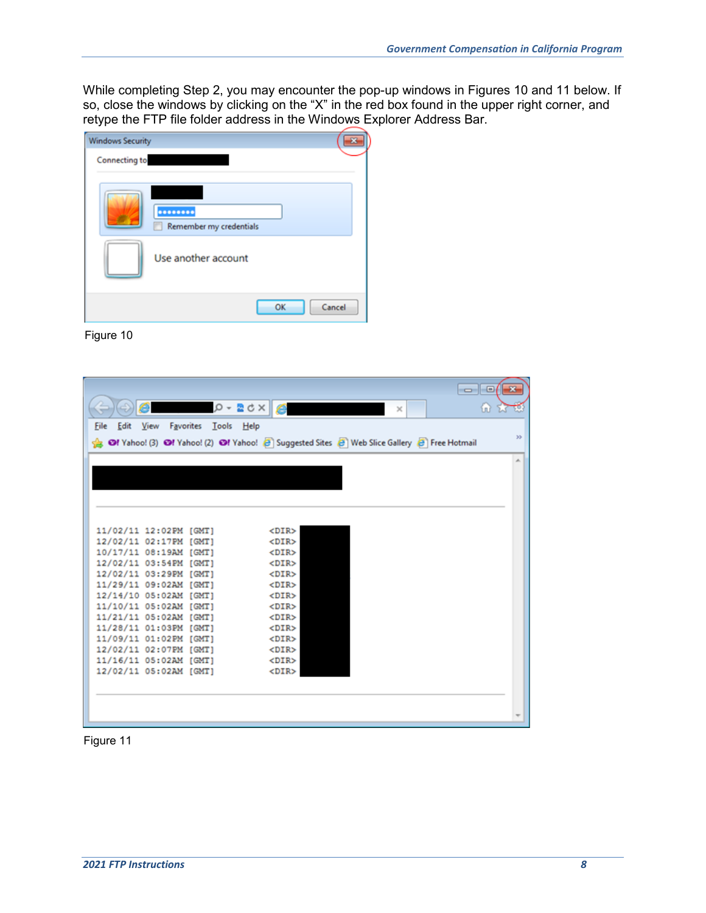While completing Step 2, you may encounter the pop-up windows in Figures 10 and 11 below. If so, close the windows by clicking on the “X” in the red box found in the upper right corner, and retype the FTP file folder address in the Windows Explorer Address Bar.

Figure 10

Figure 11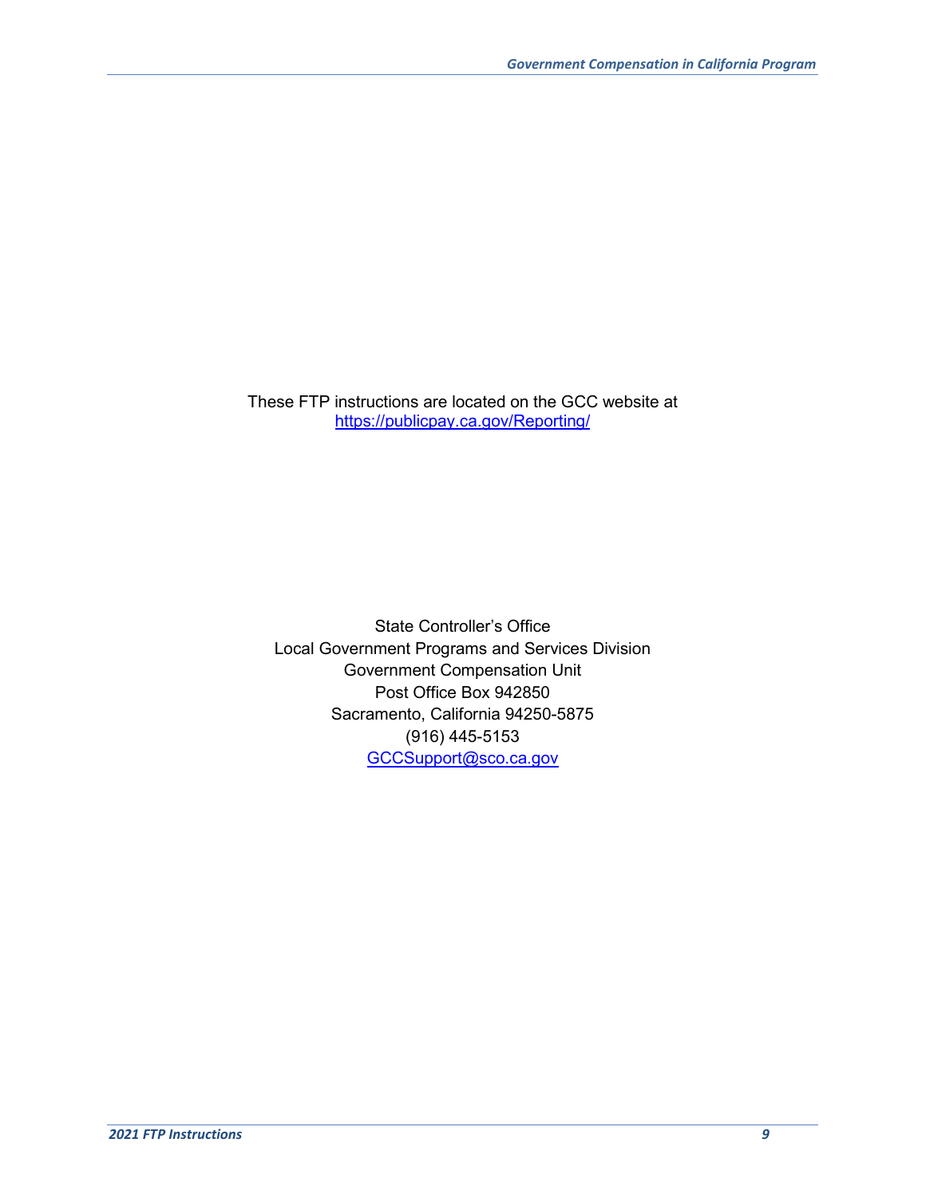These FTP instructions are located on the GCC website at
https://publicpay.ca.gov/Reporting/

State Controller's Office
Local Government Programs and Services Division
Government Compensation Unit
Post Office Box 942850
Sacramento, California 94250-5875
(916) 445-5153
GCCSupport@sco.ca.gov